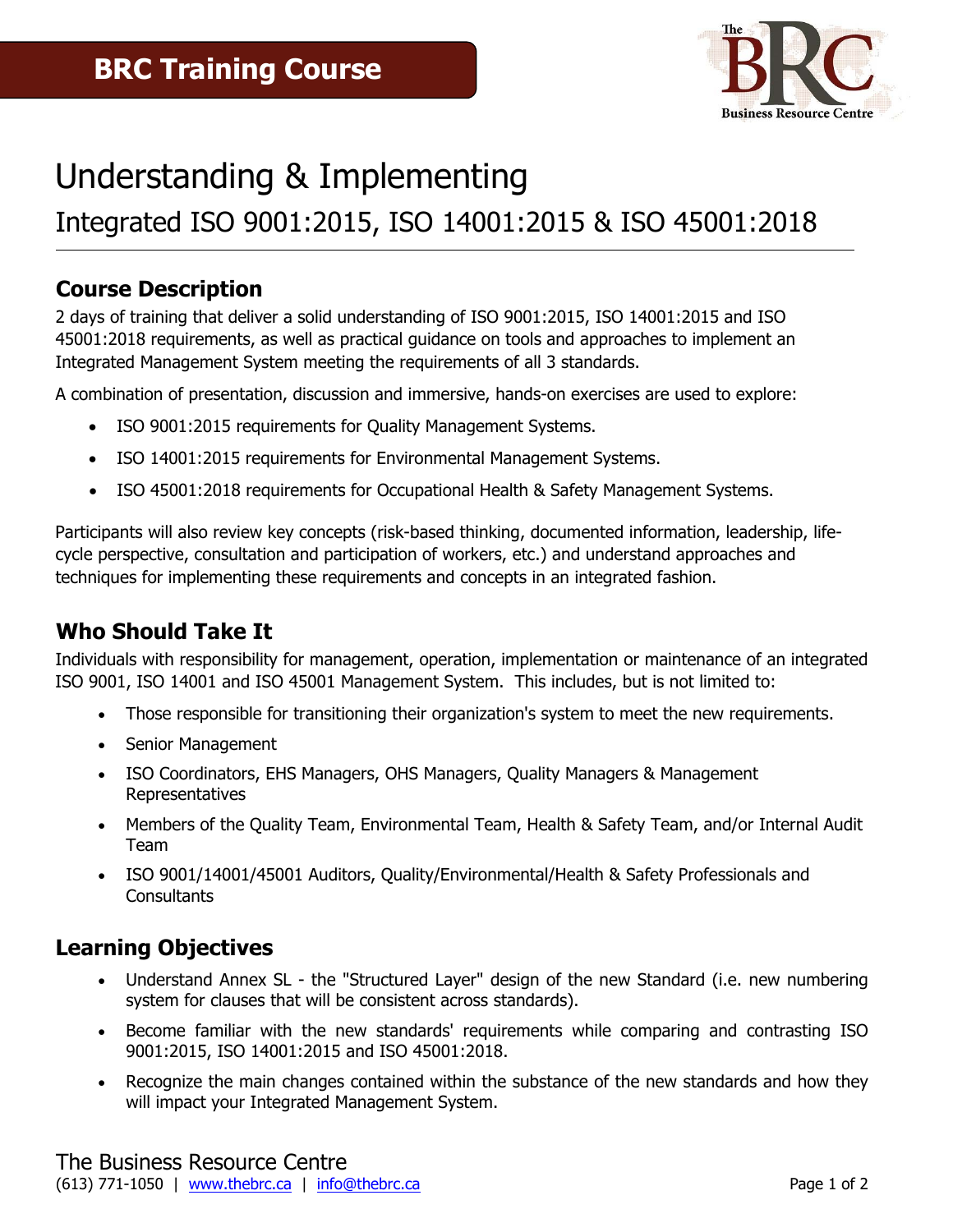**BRC Training Course**

# Understanding & Implementing

## Integrated ISO 9001:2015, ISO 14001:2015 & ISO 45001:2018

### Course Description

2 days of training that deliver a solid understanding of ISO 9001:2015, ISO 14001:2015 and ISO 45001:2018 requirements, as well as practical guidance on tools and approaches to implement an Integrated Management System meeting the requirements of all 3 standards.

A combination of presentation, discussion and immersive, hands-on exercises are used to explore:

- ISO 9001:2015 requirements for Quality Management Systems.
- ISO 14001:2015 requirements for Environmental Management Systems.
- ISO 45001:2018 requirements for Occupational Health & Safety Management Systems.

Participants will also review key concepts (risk-based thinking, documented information, leadership, life-cycle perspective, consultation and participation of workers, etc.) and understand approaches and techniques for implementing these requirements and concepts in an integrated fashion.

### Who Should Take It

Individuals with responsibility for management, operation, implementation or maintenance of an integrated ISO 9001, ISO 14001 and ISO 45001 Management System. This includes, but is not limited to:

- Those responsible for transitioning their organization's system to meet the new requirements.
- Senior Management
- ISO Coordinators, EHS Managers, OHS Managers, Quality Managers & Management Representatives
- Members of the Quality Team, Environmental Team, Health & Safety Team, and/or Internal Audit Team
- ISO 9001/14001/45001 Auditors, Quality/Environmental/Health & Safety Professionals and Consultants

### Learning Objectives

- Understand Annex SL - the "Structured Layer" design of the new Standard (i.e. new numbering system for clauses that will be consistent across standards).
- Become familiar with the new standards' requirements while comparing and contrasting ISO 9001:2015, ISO 14001:2015 and ISO 45001:2018.
- Recognize the main changes contained within the substance of the new standards and how they will impact your Integrated Management System.

The Business Resource Centre
(613) 771-1050 | www.thebrc.ca | info@thebrc.ca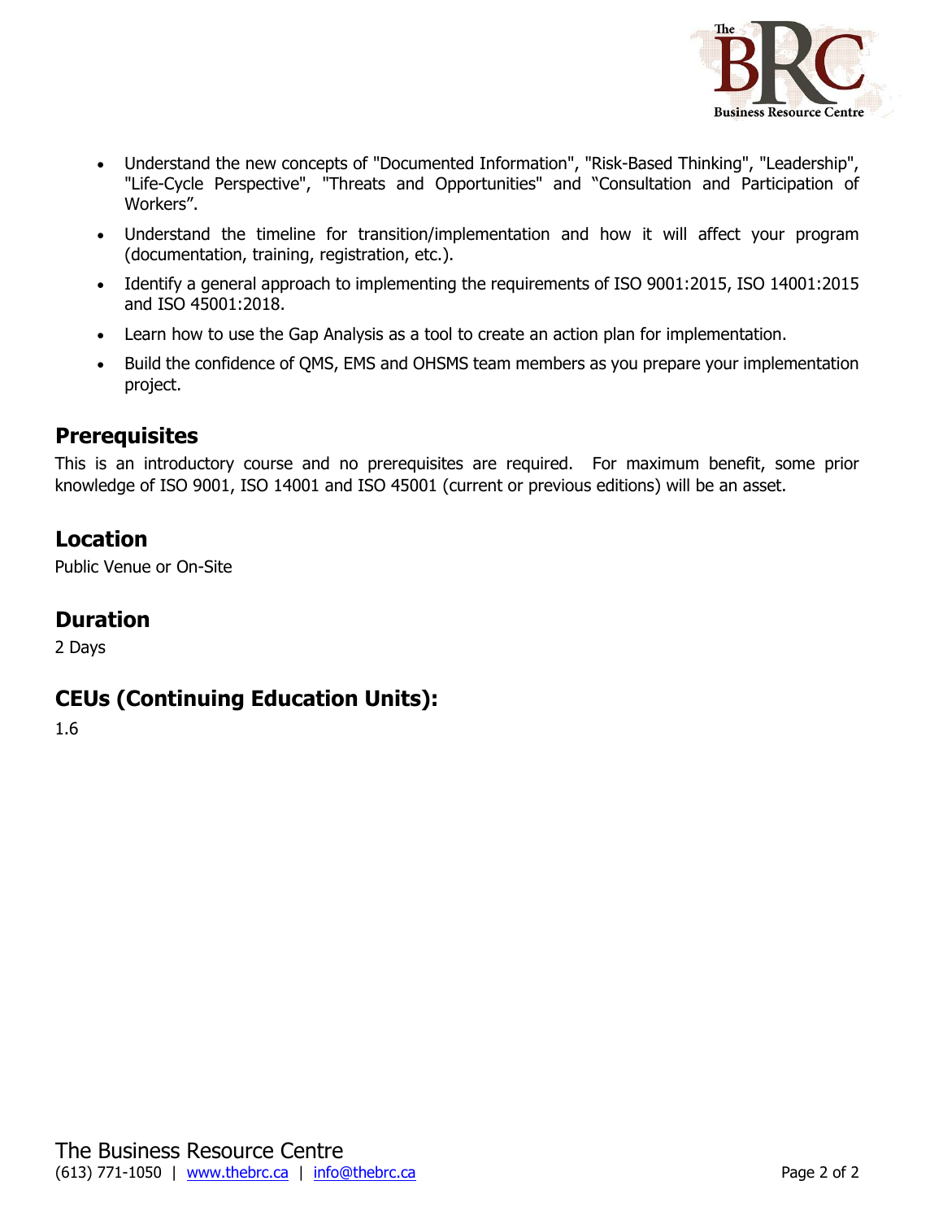- Understand the new concepts of "Documented Information", "Risk-Based Thinking", "Leadership", "Life-Cycle Perspective", "Threats and Opportunities" and "Consultation and Participation of Workers".
- Understand the timeline for transition/implementation and how it will affect your program (documentation, training, registration, etc.).
- Identify a general approach to implementing the requirements of ISO 9001:2015, ISO 14001:2015 and ISO 45001:2018.
- Learn how to use the Gap Analysis as a tool to create an action plan for implementation.
- Build the confidence of QMS, EMS and OHSMS team members as you prepare your implementation project.

## Prerequisites

This is an introductory course and no prerequisites are required. For maximum benefit, some prior knowledge of ISO 9001, ISO 14001 and ISO 45001 (current or previous editions) will be an asset.

## Location

Public Venue or On-Site

## Duration

2 Days

## CEUs (Continuing Education Units):

1.6